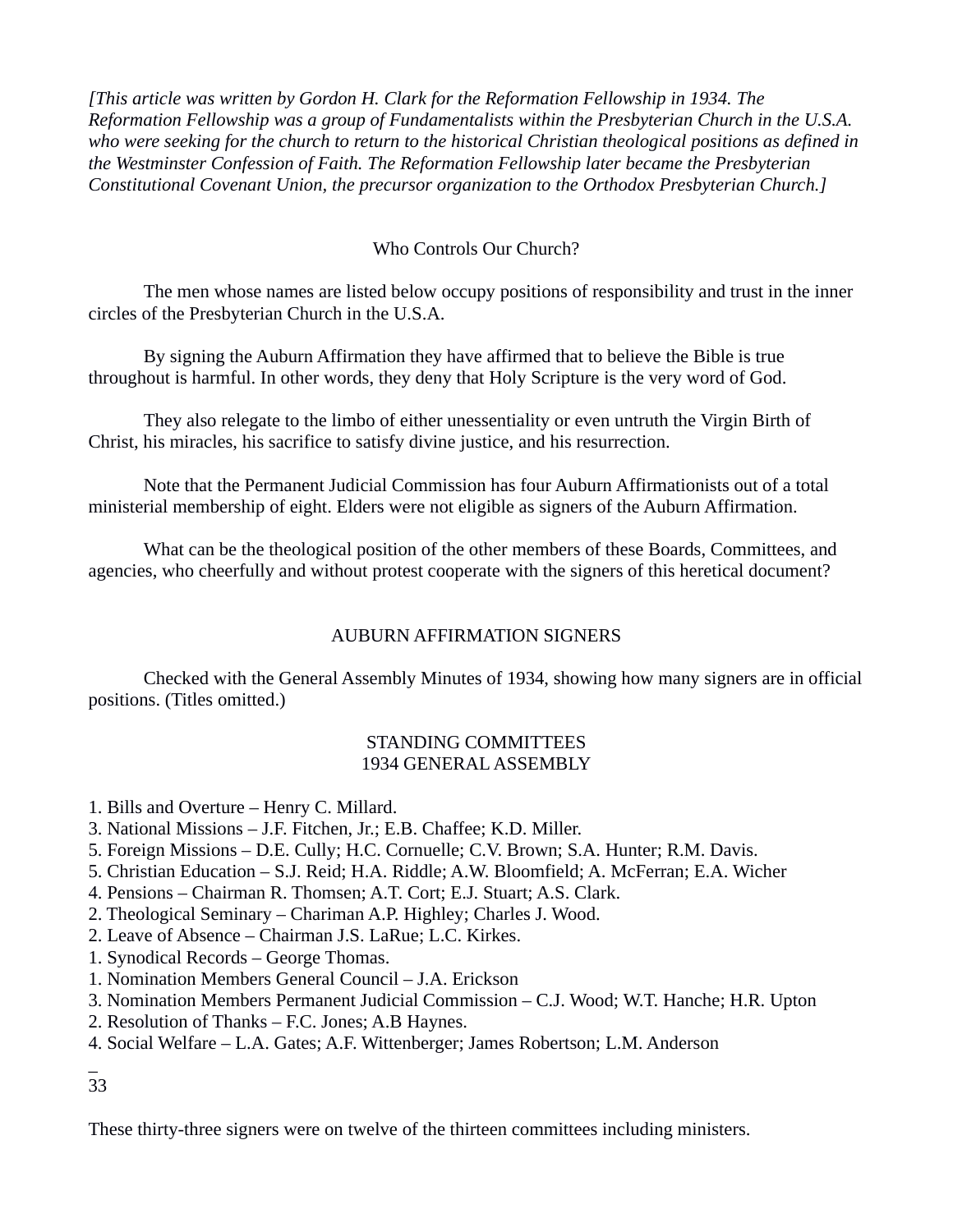*[This article was written by Gordon H. Clark for the Reformation Fellowship in 1934. The Reformation Fellowship was a group of Fundamentalists within the Presbyterian Church in the U.S.A. who were seeking for the church to return to the historical Christian theological positions as defined in the Westminster Confession of Faith. The Reformation Fellowship later became the Presbyterian Constitutional Covenant Union, the precursor organization to the Orthodox Presbyterian Church.]*

# Who Controls Our Church?

The men whose names are listed below occupy positions of responsibility and trust in the inner circles of the Presbyterian Church in the U.S.A.

By signing the Auburn Affirmation they have affirmed that to believe the Bible is true throughout is harmful. In other words, they deny that Holy Scripture is the very word of God.

They also relegate to the limbo of either unessentiality or even untruth the Virgin Birth of Christ, his miracles, his sacrifice to satisfy divine justice, and his resurrection.

Note that the Permanent Judicial Commission has four Auburn Affirmationists out of a total ministerial membership of eight. Elders were not eligible as signers of the Auburn Affirmation.

What can be the theological position of the other members of these Boards, Committees, and agencies, who cheerfully and without protest cooperate with the signers of this heretical document?

## AUBURN AFFIRMATION SIGNERS

Checked with the General Assembly Minutes of 1934, showing how many signers are in official positions. (Titles omitted.)

### STANDING COMMITTEES
### 1934 GENERAL ASSEMBLY

1. Bills and Overture – Henry C. Millard.
3. National Missions – J.F. Fitchen, Jr.; E.B. Chaffee; K.D. Miller.
5. Foreign Missions – D.E. Cully; H.C. Cornuelle; C.V. Brown; S.A. Hunter; R.M. Davis.
5. Christian Education – S.J. Reid; H.A. Riddle; A.W. Bloomfield; A. McFerran; E.A. Wicher
4. Pensions – Chairman R. Thomsen; A.T. Cort; E.J. Stuart; A.S. Clark.
2. Theological Seminary – Chariman A.P. Highley; Charles J. Wood.
2. Leave of Absence – Chairman J.S. LaRue; L.C. Kirkes.
1. Synodical Records – George Thomas.
1. Nomination Members General Council – J.A. Erickson
3. Nomination Members Permanent Judicial Commission – C.J. Wood; W.T. Hanche; H.R. Upton
2. Resolution of Thanks – F.C. Jones; A.B Haynes.
4. Social Welfare – L.A. Gates; A.F. Wittenberger; James Robertson; L.M. Anderson

_
33

These thirty-three signers were on twelve of the thirteen committees including ministers.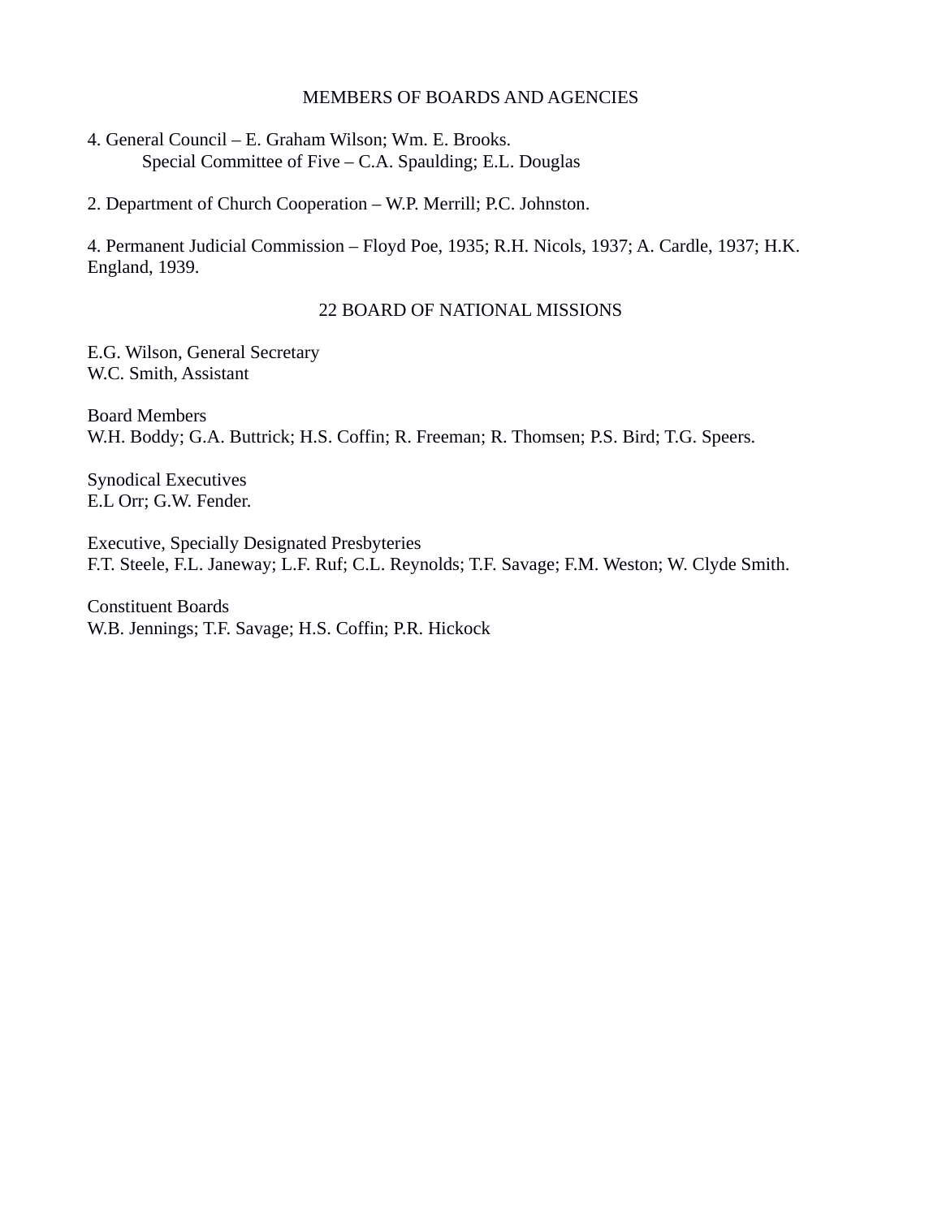MEMBERS OF BOARDS AND AGENCIES

4. General Council – E. Graham Wilson; Wm. E. Brooks.
    Special Committee of Five – C.A. Spaulding; E.L. Douglas

2. Department of Church Cooperation – W.P. Merrill; P.C. Johnston.

4. Permanent Judicial Commission – Floyd Poe, 1935; R.H. Nicols, 1937; A. Cardle, 1937; H.K. England, 1939.

## 22 BOARD OF NATIONAL MISSIONS

E.G. Wilson, General Secretary
W.C. Smith, Assistant

Board Members
W.H. Boddy; G.A. Buttrick; H.S. Coffin; R. Freeman; R. Thomsen; P.S. Bird; T.G. Speers.

Synodical Executives
E.L Orr; G.W. Fender.

Executive, Specially Designated Presbyteries
F.T. Steele, F.L. Janeway; L.F. Ruf; C.L. Reynolds; T.F. Savage; F.M. Weston; W. Clyde Smith.

Constituent Boards
W.B. Jennings; T.F. Savage; H.S. Coffin; P.R. Hickock